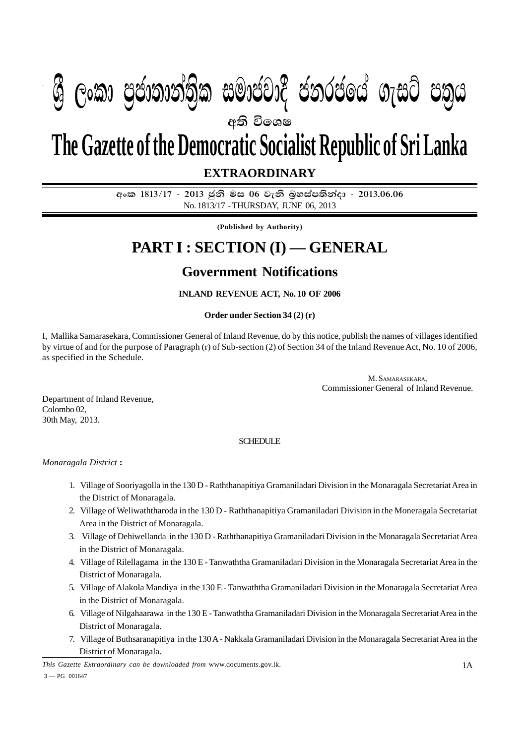# ශ්‍රී ලංකා ප්‍රජාතාන්ත්‍රික සමාජවාදී ජනරජයේ ගැසට් පත්‍රය

**අති විශෙෂ**

# The Gazette of the Democratic Socialist Republic of Sri Lanka

## EXTRAORDINARY

අංක 1813/17 - 2013 ජුනි මස 06 වැනි බ්‍රහස්පතින්දා - 2013.06.06

No. 1813/17 - THURSDAY, JUNE 06, 2013

**(Published by Authority)**

# PART I : SECTION (I) — GENERAL

## Government Notifications

**INLAND REVENUE ACT, No. 10 OF 2006**

**Order under Section 34 (2) (r)**

I, Mallika Samarasekara, Commissioner General of Inland Revenue, do by this notice, publish the names of villages identified by virtue of and for the purpose of Paragraph (r) of Sub-section (2) of Section 34 of the Inland Revenue Act, No. 10 of 2006, as specified in the Schedule.

M. SAMARASEKARA,
Commissioner General of Inland Revenue.

Department of Inland Revenue,
Colombo 02,
30th May, 2013.

SCHEDULE

*Monaragala District* **:**

1. Village of Sooriyagolla in the 130 D - Raththanapitiya Gramaniladari Division in the Monaragala Secretariat Area in the District of Monaragala.
2. Village of Weliwaththaroda in the 130 D - Raththanapitiya Gramaniladari Division in the Moneragala Secretariat Area in the District of Monaragala.
3. Village of Dehiwellanda in the 130 D - Raththanapitiya Gramaniladari Division in the Monaragala Secretariat Area in the District of Monaragala.
4. Village of Rilellagama in the 130 E - Tanwaththa Gramaniladari Division in the Monaragala Secretariat Area in the District of Monaragala.
5. Village of Alakola Mandiya in the 130 E - Tanwaththa Gramaniladari Division in the Monaragala Secretariat Area in the District of Monaragala.
6. Village of Nilgahaarawa in the 130 E - Tanwaththa Gramaniladari Division in the Monaragala Secretariat Area in the District of Monaragala.
7. Village of Buthsaranapitiya in the 130 A - Nakkala Gramaniladari Division in the Monaragala Secretariat Area in the District of Monaragala.

*This Gazette Extraordinary can be downloaded from* www.documents.gov.lk.

3 — PG 001647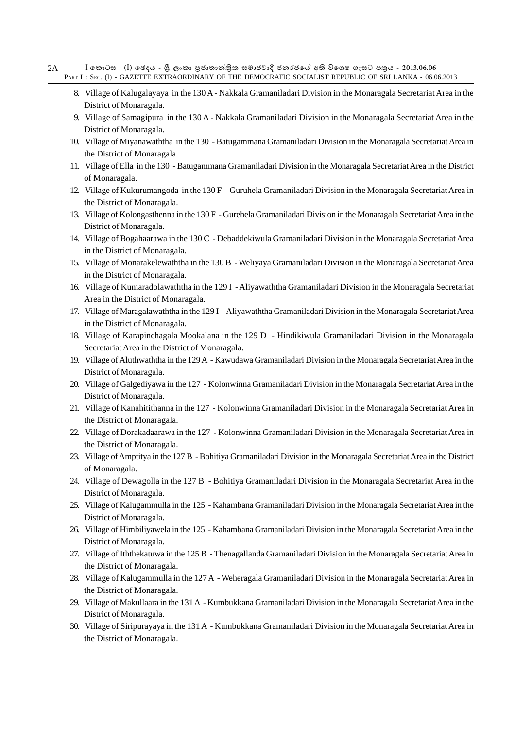8. Village of Kalugalayaya in the 130 A - Nakkala Gramaniladari Division in the Monaragala Secretariat Area in the District of Monaragala.
9. Village of Samagipura in the 130 A - Nakkala Gramaniladari Division in the Monaragala Secretariat Area in the District of Monaragala.
10. Village of Miyanawaththa in the 130 - Batugammana Gramaniladari Division in the Monaragala Secretariat Area in the District of Monaragala.
11. Village of Ella in the 130 - Batugammana Gramaniladari Division in the Monaragala Secretariat Area in the District of Monaragala.
12. Village of Kukurumangoda in the 130 F - Guruhela Gramaniladari Division in the Monaragala Secretariat Area in the District of Monaragala.
13. Village of Kolongasthenna in the 130 F - Gurehela Gramaniladari Division in the Monaragala Secretariat Area in the District of Monaragala.
14. Village of Bogahaarawa in the 130 C - Debaddekiwula Gramaniladari Division in the Monaragala Secretariat Area in the District of Monaragala.
15. Village of Monarakelewaththa in the 130 B - Weliyaya Gramaniladari Division in the Monaragala Secretariat Area in the District of Monaragala.
16. Village of Kumaradolawaththa in the 129 I - Aliyawaththa Gramaniladari Division in the Monaragala Secretariat Area in the District of Monaragala.
17. Village of Maragalawaththa in the 129 I - Aliyawaththa Gramaniladari Division in the Monaragala Secretariat Area in the District of Monaragala.
18. Village of Karapinchagala Mookalana in the 129 D - Hindikiwula Gramaniladari Division in the Monaragala Secretariat Area in the District of Monaragala.
19. Village of Aluthwaththa in the 129 A - Kawudawa Gramaniladari Division in the Monaragala Secretariat Area in the District of Monaragala.
20. Village of Galgediyawa in the 127 - Kolonwinna Gramaniladari Division in the Monaragala Secretariat Area in the District of Monaragala.
21. Village of Kanahitithanna in the 127 - Kolonwinna Gramaniladari Division in the Monaragala Secretariat Area in the District of Monaragala.
22. Village of Dorakadaarawa in the 127 - Kolonwinna Gramaniladari Division in the Monaragala Secretariat Area in the District of Monaragala.
23. Village of Amptitya in the 127 B - Bohitiya Gramaniladari Division in the Monaragala Secretariat Area in the District of Monaragala.
24. Village of Dewagolla in the 127 B - Bohitiya Gramaniladari Division in the Monaragala Secretariat Area in the District of Monaragala.
25. Village of Kalugammulla in the 125 - Kahambana Gramaniladari Division in the Monaragala Secretariat Area in the District of Monaragala.
26. Village of Himbiliyawela in the 125 - Kahambana Gramaniladari Division in the Monaragala Secretariat Area in the District of Monaragala.
27. Village of Iththekatuwa in the 125 B - Thenagallanda Gramaniladari Division in the Monaragala Secretariat Area in the District of Monaragala.
28. Village of Kalugammulla in the 127 A - Weheragala Gramaniladari Division in the Monaragala Secretariat Area in the District of Monaragala.
29. Village of Makullaara in the 131 A - Kumbukkana Gramaniladari Division in the Monaragala Secretariat Area in the District of Monaragala.
30. Village of Siripurayaya in the 131 A - Kumbukkana Gramaniladari Division in the Monaragala Secretariat Area in the District of Monaragala.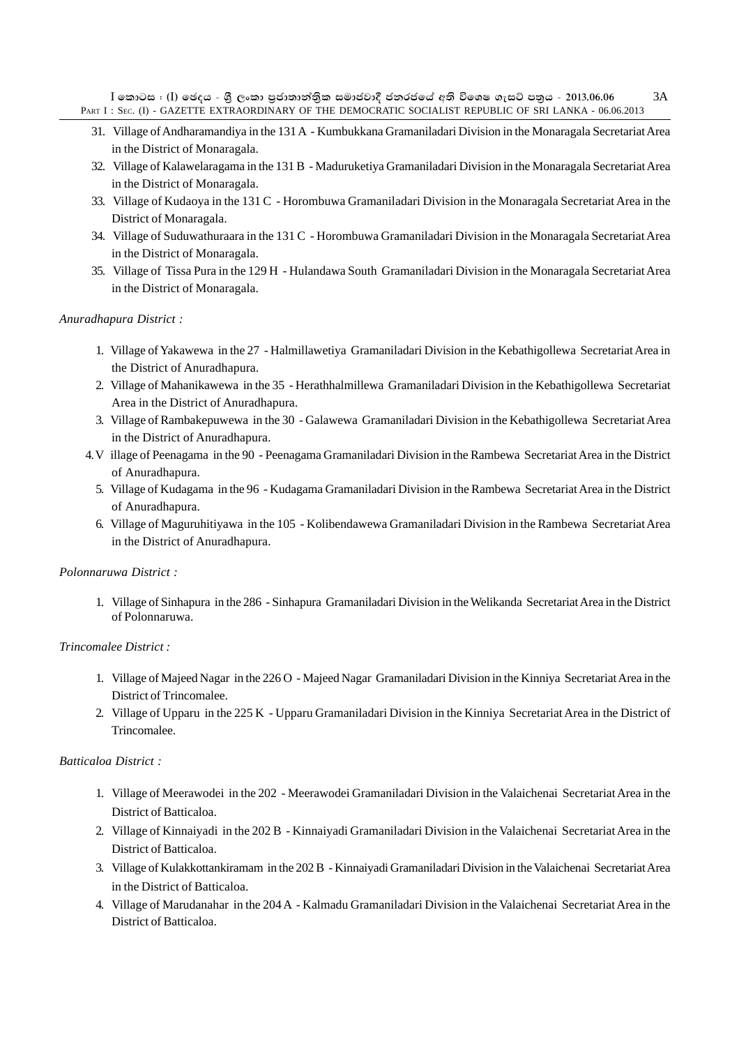31. Village of Andharamandiya in the 131 A - Kumbukkana Gramaniladari Division in the Monaragala Secretariat Area in the District of Monaragala.
32. Village of Kalawelaragama in the 131 B - Maduruketiya Gramaniladari Division in the Monaragala Secretariat Area in the District of Monaragala.
33. Village of Kudaoya in the 131 C - Horombuwa Gramaniladari Division in the Monaragala Secretariat Area in the District of Monaragala.
34. Village of Suduwathuraara in the 131 C - Horombuwa Gramaniladari Division in the Monaragala Secretariat Area in the District of Monaragala.
35. Village of Tissa Pura in the 129 H - Hulandawa South Gramaniladari Division in the Monaragala Secretariat Area in the District of Monaragala.

*Anuradhapura District :*

1. Village of Yakawewa in the 27 - Halmillawetiya Gramaniladari Division in the Kebathigollewa Secretariat Area in the District of Anuradhapura.
2. Village of Mahanikawewa in the 35 - Herathhalmillewa Gramaniladari Division in the Kebathigollewa Secretariat Area in the District of Anuradhapura.
3. Village of Rambakepuwewa in the 30 - Galawewa Gramaniladari Division in the Kebathigollewa Secretariat Area in the District of Anuradhapura.
4. Village of Peenagama in the 90 - Peenagama Gramaniladari Division in the Rambewa Secretariat Area in the District of Anuradhapura.
5. Village of Kudagama in the 96 - Kudagama Gramaniladari Division in the Rambewa Secretariat Area in the District of Anuradhapura.
6. Village of Maguruhitiyawa in the 105 - Kolibendawewa Gramaniladari Division in the Rambewa Secretariat Area in the District of Anuradhapura.

*Polonnaruwa District :*

1. Village of Sinhapura in the 286 - Sinhapura Gramaniladari Division in the Welikanda Secretariat Area in the District of Polonnaruwa.

*Trincomalee District :*

1. Village of Majeed Nagar in the 226 O - Majeed Nagar Gramaniladari Division in the Kinniya Secretariat Area in the District of Trincomalee.
2. Village of Upparu in the 225 K - Upparu Gramaniladari Division in the Kinniya Secretariat Area in the District of Trincomalee.

*Batticaloa District :*

1. Village of Meerawodei in the 202 - Meerawodei Gramaniladari Division in the Valaichenai Secretariat Area in the District of Batticaloa.
2. Village of Kinnaiyadi in the 202 B - Kinnaiyadi Gramaniladari Division in the Valaichenai Secretariat Area in the District of Batticaloa.
3. Village of Kulakkottankiramam in the 202 B - Kinnaiyadi Gramaniladari Division in the Valaichenai Secretariat Area in the District of Batticaloa.
4. Village of Marudanahar in the 204 A - Kalmadu Gramaniladari Division in the Valaichenai Secretariat Area in the District of Batticaloa.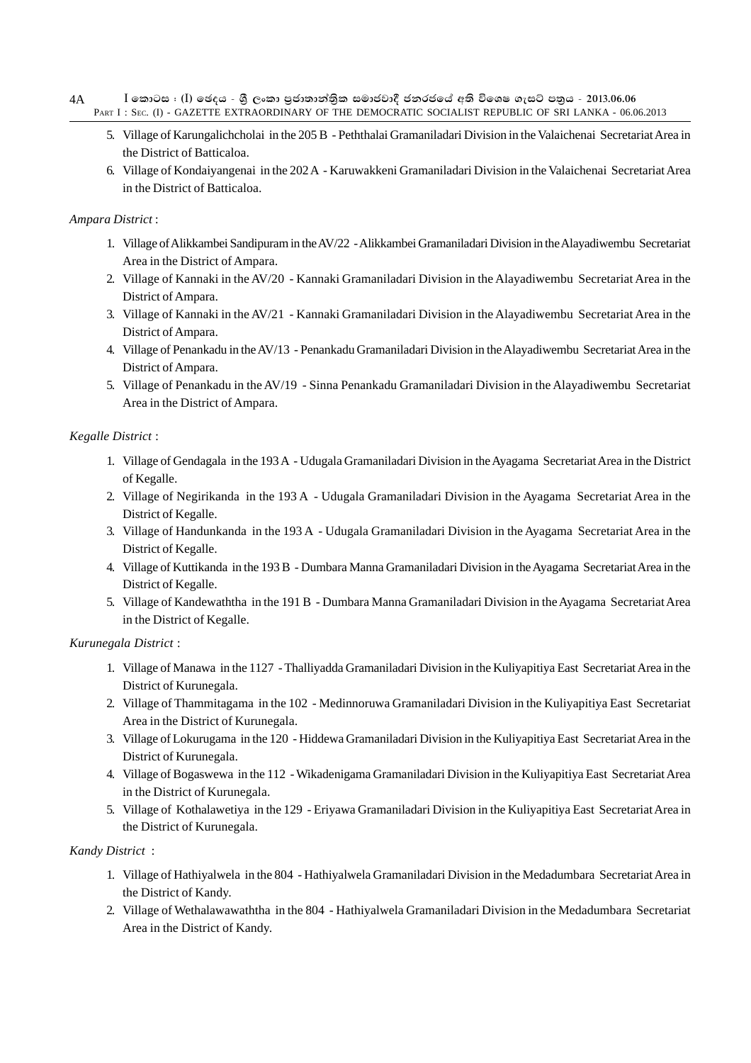5. Village of Karungalichcholai in the 205 B - Peththalai Gramaniladari Division in the Valaichenai Secretariat Area in the District of Batticaloa.
6. Village of Kondaiyangenai in the 202 A - Karuwakkeni Gramaniladari Division in the Valaichenai Secretariat Area in the District of Batticaloa.

*Ampara District* :

1. Village of Alikkambei Sandipuram in the AV/22 - Alikkambei Gramaniladari Division in the Alayadiwembu Secretariat Area in the District of Ampara.
2. Village of Kannaki in the AV/20 - Kannaki Gramaniladari Division in the Alayadiwembu Secretariat Area in the District of Ampara.
3. Village of Kannaki in the AV/21 - Kannaki Gramaniladari Division in the Alayadiwembu Secretariat Area in the District of Ampara.
4. Village of Penankadu in the AV/13 - Penankadu Gramaniladari Division in the Alayadiwembu Secretariat Area in the District of Ampara.
5. Village of Penankadu in the AV/19 - Sinna Penankadu Gramaniladari Division in the Alayadiwembu Secretariat Area in the District of Ampara.

*Kegalle District* :

1. Village of Gendagala in the 193 A - Udugala Gramaniladari Division in the Ayagama Secretariat Area in the District of Kegalle.
2. Village of Negirikanda in the 193 A - Udugala Gramaniladari Division in the Ayagama Secretariat Area in the District of Kegalle.
3. Village of Handunkanda in the 193 A - Udugala Gramaniladari Division in the Ayagama Secretariat Area in the District of Kegalle.
4. Village of Kuttikanda in the 193 B - Dumbara Manna Gramaniladari Division in the Ayagama Secretariat Area in the District of Kegalle.
5. Village of Kandewaththa in the 191 B - Dumbara Manna Gramaniladari Division in the Ayagama Secretariat Area in the District of Kegalle.

*Kurunegala District* :

1. Village of Manawa in the 1127 - Thalliyadda Gramaniladari Division in the Kuliyapitiya East Secretariat Area in the District of Kurunegala.
2. Village of Thammitagama in the 102 - Medinnoruwa Gramaniladari Division in the Kuliyapitiya East Secretariat Area in the District of Kurunegala.
3. Village of Lokurugama in the 120 - Hiddewa Gramaniladari Division in the Kuliyapitiya East Secretariat Area in the District of Kurunegala.
4. Village of Bogaswewa in the 112 - Wikadenigama Gramaniladari Division in the Kuliyapitiya East Secretariat Area in the District of Kurunegala.
5. Village of Kothalawetiya in the 129 - Eriyawa Gramaniladari Division in the Kuliyapitiya East Secretariat Area in the District of Kurunegala.

*Kandy District* :

1. Village of Hathiyalwela in the 804 - Hathiyalwela Gramaniladari Division in the Medadumbara Secretariat Area in the District of Kandy.
2. Village of Wethalawawaththa in the 804 - Hathiyalwela Gramaniladari Division in the Medadumbara Secretariat Area in the District of Kandy.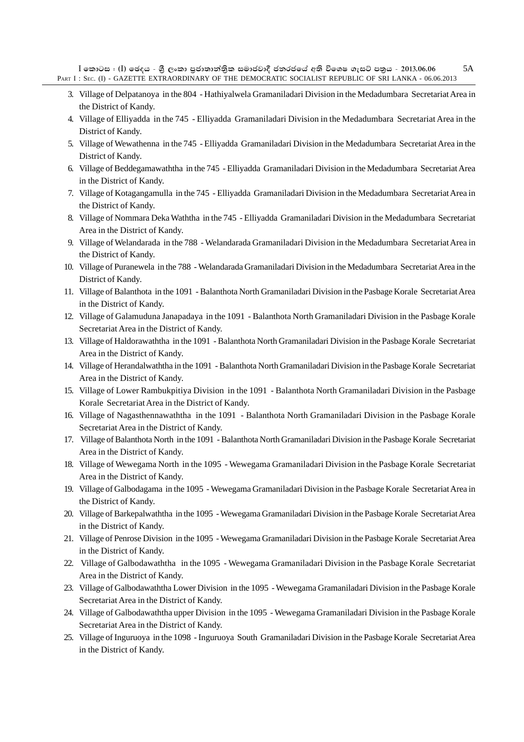3. Village of Delpatanoya in the 804 - Hathiyalwela Gramaniladari Division in the Medadumbara Secretariat Area in the District of Kandy.
4. Village of Elliyadda in the 745 - Elliyadda Gramaniladari Division in the Medadumbara Secretariat Area in the District of Kandy.
5. Village of Wewathenna in the 745 - Elliyadda Gramaniladari Division in the Medadumbara Secretariat Area in the District of Kandy.
6. Village of Beddegamawaththa in the 745 - Elliyadda Gramaniladari Division in the Medadumbara Secretariat Area in the District of Kandy.
7. Village of Kotagangamulla in the 745 - Elliyadda Gramaniladari Division in the Medadumbara Secretariat Area in the District of Kandy.
8. Village of Nommara Deka Waththa in the 745 - Elliyadda Gramaniladari Division in the Medadumbara Secretariat Area in the District of Kandy.
9. Village of Welandarada in the 788 - Welandarada Gramaniladari Division in the Medadumbara Secretariat Area in the District of Kandy.
10. Village of Puranewela in the 788 - Welandarada Gramaniladari Division in the Medadumbara Secretariat Area in the District of Kandy.
11. Village of Balanthota in the 1091 - Balanthota North Gramaniladari Division in the Pasbage Korale Secretariat Area in the District of Kandy.
12. Village of Galamuduna Janapadaya in the 1091 - Balanthota North Gramaniladari Division in the Pasbage Korale Secretariat Area in the District of Kandy.
13. Village of Haldorawaththa in the 1091 - Balanthota North Gramaniladari Division in the Pasbage Korale Secretariat Area in the District of Kandy.
14. Village of Herandalwaththa in the 1091 - Balanthota North Gramaniladari Division in the Pasbage Korale Secretariat Area in the District of Kandy.
15. Village of Lower Rambukpitiya Division in the 1091 - Balanthota North Gramaniladari Division in the Pasbage Korale Secretariat Area in the District of Kandy.
16. Village of Nagasthennawaththa in the 1091 - Balanthota North Gramaniladari Division in the Pasbage Korale Secretariat Area in the District of Kandy.
17. Village of Balanthota North in the 1091 - Balanthota North Gramaniladari Division in the Pasbage Korale Secretariat Area in the District of Kandy.
18. Village of Wewegama North in the 1095 - Wewegama Gramaniladari Division in the Pasbage Korale Secretariat Area in the District of Kandy.
19. Village of Galbodagama in the 1095 - Wewegama Gramaniladari Division in the Pasbage Korale Secretariat Area in the District of Kandy.
20. Village of Barkepalwaththa in the 1095 - Wewegama Gramaniladari Division in the Pasbage Korale Secretariat Area in the District of Kandy.
21. Village of Penrose Division in the 1095 - Wewegama Gramaniladari Division in the Pasbage Korale Secretariat Area in the District of Kandy.
22. Village of Galbodawaththa in the 1095 - Wewegama Gramaniladari Division in the Pasbage Korale Secretariat Area in the District of Kandy.
23. Village of Galbodawaththa Lower Division in the 1095 - Wewegama Gramaniladari Division in the Pasbage Korale Secretariat Area in the District of Kandy.
24. Village of Galbodawaththa upper Division in the 1095 - Wewegama Gramaniladari Division in the Pasbage Korale Secretariat Area in the District of Kandy.
25. Village of Inguruoya in the 1098 - Inguruoya South Gramaniladari Division in the Pasbage Korale Secretariat Area in the District of Kandy.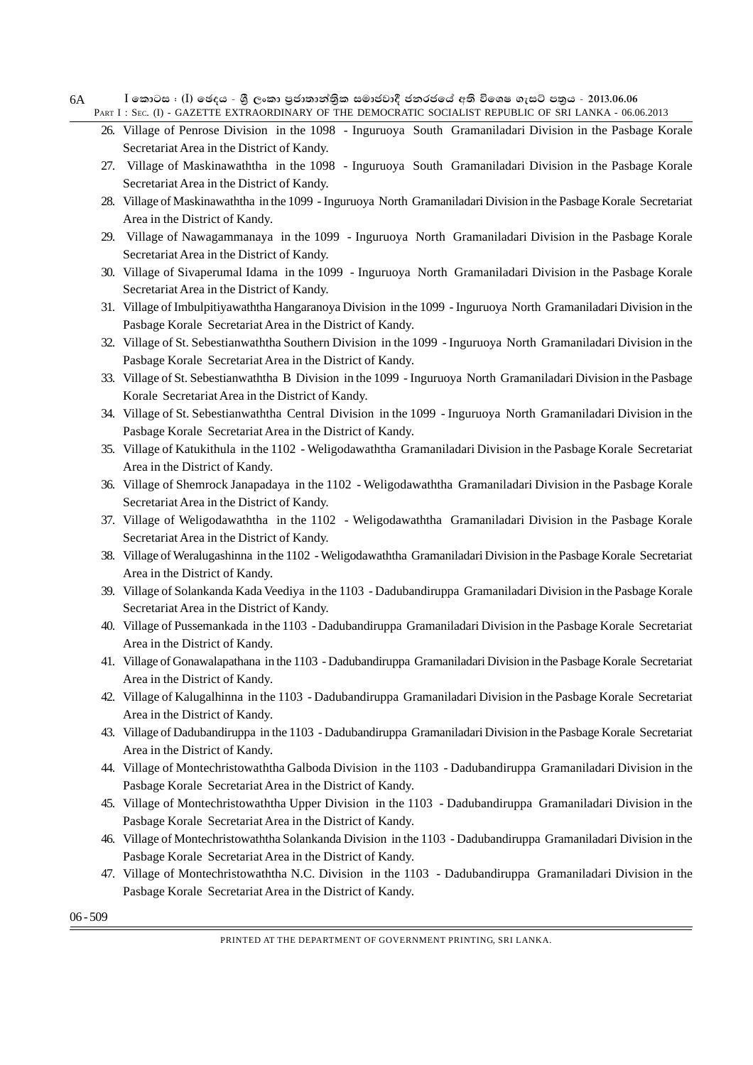26. Village of Penrose Division in the 1098 - Inguruoya South Gramaniladari Division in the Pasbage Korale Secretariat Area in the District of Kandy.
27. Village of Maskinawaththa in the 1098 - Inguruoya South Gramaniladari Division in the Pasbage Korale Secretariat Area in the District of Kandy.
28. Village of Maskinawaththa in the 1099 - Inguruoya North Gramaniladari Division in the Pasbage Korale Secretariat Area in the District of Kandy.
29. Village of Nawagammanaya in the 1099 - Inguruoya North Gramaniladari Division in the Pasbage Korale Secretariat Area in the District of Kandy.
30. Village of Sivaperumal Idama in the 1099 - Inguruoya North Gramaniladari Division in the Pasbage Korale Secretariat Area in the District of Kandy.
31. Village of Imbulpitiyawaththa Hangaranoya Division in the 1099 - Inguruoya North Gramaniladari Division in the Pasbage Korale Secretariat Area in the District of Kandy.
32. Village of St. Sebestianwaththa Southern Division in the 1099 - Inguruoya North Gramaniladari Division in the Pasbage Korale Secretariat Area in the District of Kandy.
33. Village of St. Sebestianwaththa B Division in the 1099 - Inguruoya North Gramaniladari Division in the Pasbage Korale Secretariat Area in the District of Kandy.
34. Village of St. Sebestianwaththa Central Division in the 1099 - Inguruoya North Gramaniladari Division in the Pasbage Korale Secretariat Area in the District of Kandy.
35. Village of Katukithula in the 1102 - Weligodawaththa Gramaniladari Division in the Pasbage Korale Secretariat Area in the District of Kandy.
36. Village of Shemrock Janapadaya in the 1102 - Weligodawaththa Gramaniladari Division in the Pasbage Korale Secretariat Area in the District of Kandy.
37. Village of Weligodawaththa in the 1102 - Weligodawaththa Gramaniladari Division in the Pasbage Korale Secretariat Area in the District of Kandy.
38. Village of Weralugashinna in the 1102 - Weligodawaththa Gramaniladari Division in the Pasbage Korale Secretariat Area in the District of Kandy.
39. Village of Solankanda Kada Veediya in the 1103 - Dadubandiruppa Gramaniladari Division in the Pasbage Korale Secretariat Area in the District of Kandy.
40. Village of Pussemankada in the 1103 - Dadubandiruppa Gramaniladari Division in the Pasbage Korale Secretariat Area in the District of Kandy.
41. Village of Gonawalapathana in the 1103 - Dadubandiruppa Gramaniladari Division in the Pasbage Korale Secretariat Area in the District of Kandy.
42. Village of Kalugalhinna in the 1103 - Dadubandiruppa Gramaniladari Division in the Pasbage Korale Secretariat Area in the District of Kandy.
43. Village of Dadubandiruppa in the 1103 - Dadubandiruppa Gramaniladari Division in the Pasbage Korale Secretariat Area in the District of Kandy.
44. Village of Montechristowaththa Galboda Division in the 1103 - Dadubandiruppa Gramaniladari Division in the Pasbage Korale Secretariat Area in the District of Kandy.
45. Village of Montechristowaththa Upper Division in the 1103 - Dadubandiruppa Gramaniladari Division in the Pasbage Korale Secretariat Area in the District of Kandy.
46. Village of Montechristowaththa Solankanda Division in the 1103 - Dadubandiruppa Gramaniladari Division in the Pasbage Korale Secretariat Area in the District of Kandy.
47. Village of Montechristowaththa N.C. Division in the 1103 - Dadubandiruppa Gramaniladari Division in the Pasbage Korale Secretariat Area in the District of Kandy.

06 - 509

PRINTED AT THE DEPARTMENT OF GOVERNMENT PRINTING, SRI LANKA.